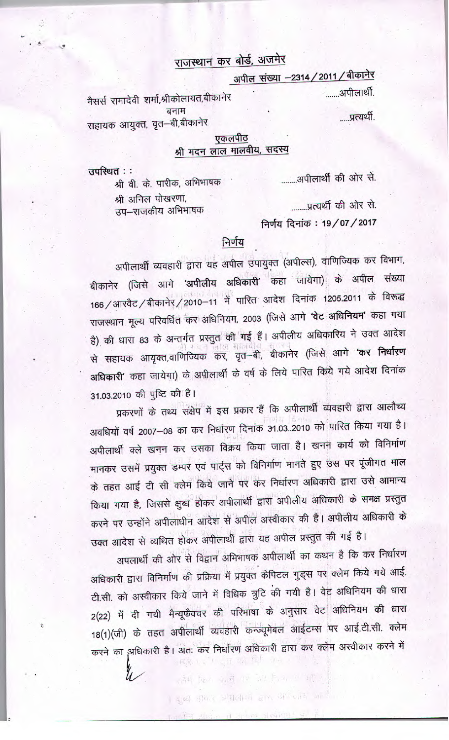# राजस्थान कर बोर्ड, अजमेर

**अपील संख्या –2314/2011/बीकानेर**

मैसर्स रामादेवी शर्मा,श्रीकोलायत,बीकानेर .......अपीलार्थी.

बनाम

सहायक आयुक्त, वृत–बी,बीकानेर .....प्रत्यर्थी.

**एकलपीठ**

**श्री मदन लाल मालवीय, सदस्य**

उपस्थित : :

श्री बी. के. पारीक, अभिभाषक ........अपीलार्थी की ओर से.

श्री अनिल पोखरणा,
उप–राजकीय अभिभाषक ........प्रत्यर्थी की ओर से.

निर्णय दिनांक : 19/07/2017

## निर्णय

अपीलार्थी व्यवहारी द्वारा यह अपील उपायुक्त (अपील्स), वाणिज्यिक कर विभाग, बीकानेर (जिसे आगे **'अपीलीय अधिकारी'** कहा जायेगा) के अपील संख्या 166/आरवैट/बीकानेर/2010–11 में पारित आदेश दिनांक 1205.2011 के विरूद्ध राजस्थान मूल्य परिवर्धित कर अधिनियम, 2003 (जिसे आगे **'वेट अधिनियम'** कहा गया है) की धारा 83 के अन्तर्गत प्रस्तुत की गई हैं। अपीलीय अधिकारिय ने उक्त आदेश से सहायक आयृक्त,वाणिज्यिक कर, वृत–बी, बीकानेर (जिसे आगे **'कर निर्धारण अधिकारी'** कहा जायेगा) के अपीलार्थी के वर्ष के लिये पारित किये गये आदेश दिनांक 31.03.2010 की पुष्टि की है।

प्रकरणों के तथ्य संक्षेप में इस प्रकार हैं कि अपीलार्थी व्यवहारी द्वारा आलौच्य अवधियों वर्ष 2007–08 का कर निर्धारण दिनांक 31.03..2010 को पारित किया गया है। अपीलार्थी क्ले खनन कर उसका विक्रय किया जाता है। खनन कार्य को विनिर्माण मानकर उसमें प्रयुक्त डम्पर एवं पार्ट्स को विनिर्माण मानते हुए उस पर पूंजीगत माल के तहत आई टी सी क्लेम किये जाने पर कर निर्धारण अधिकारी द्वारा उसे आमान्य किया गया है, जिससे क्षुब्ध होकर अपीलार्थी द्वारा अपीलीय अधिकारी के समक्ष प्रस्तुत करने पर उन्होंने अपीलाधीन आदेश से अपील अस्वीकार की है। अपीलीय अधिकारी के उक्त आदेश से व्यथित होकर अपीलार्थी द्वारा यह अपील प्रस्तुत की गई है।

अपलार्थी की ओर से विद्वान अभिभाषक अपीलार्थी का कथन है कि कर निर्धारण अधिकारी द्वारा विनिर्माण की प्रक्रिया में प्रयुक्त केपिटल गुड्स पर क्लेम किये गये आई. टी.सी. को अस्वीकार किये जाने में विधिक त्रुटि की गयी है। वेट अधिनियम की धारा 2(22) में दी गयी मैन्यूफैक्चर की परिभाषा के अनुसार वेट अधिनियम की धारा 18(1)(जी) के तहत अपीलार्थी व्यवहारी कन्ज्यूमेबल आईटम्स पर आई.टी.सी. क्लेम करने का अधिकारी है। अतः कर निर्धारण अधिकारी द्वारा कर क्लेम अस्वीकार करने में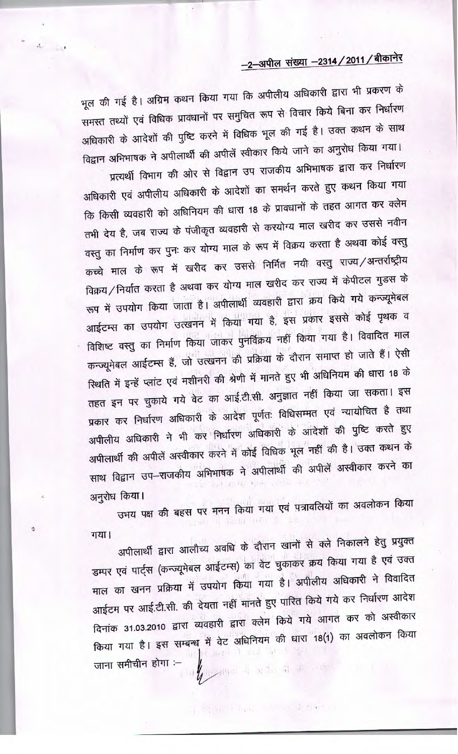भूल की गई है। अग्रिम कथन किया गया कि अपीलीय अधिकारी द्वारा भी प्रकरण के समस्त तथ्यों एवं विधिक प्रावधानों पर समुचित रूप से विचार किये बिना कर निर्धारण अधिकारी के आदेशों की पुष्टि करने में विधिक भूल की गई है। उक्त कथन के साथ विद्वान अभिभाषक ने अपीलार्थी की अपीलें स्वीकार किये जाने का अनुरोध किया गया।

प्रत्यर्थी विभाग की ओर से विद्वान उप राजकीय अभिभाषक द्वारा कर निर्धारण अधिकारी एवं अपीलीय अधिकारी के आदेशों का समर्थन करते हुए कथन किया गया कि किसी व्यवहारी को अधिनियम की धारा 18 के प्रावधानों के तहत आगत कर क्लेम तभी देय है, जब राज्य के पंजीकृत व्यवहारी से करयोग्य माल खरीद कर उससे नवीन वस्तु का निर्माण कर पुनः कर योग्य माल के रूप में विक्रय करता है अथवा कोई वस्तु कच्चे माल के रूप में खरीद कर उससे निर्मित नयी वस्तु राज्य/अन्तर्राष्ट्रीय विक्रय/निर्यात करता है अथवा कर योग्य माल खरीद कर राज्य में केपीटल गुडस के रूप में उपयोग किया जाता है। अपीलार्थी व्यवहारी द्वारा क्रय किये गये कन्ज्यूमेबल आईटम्स का उपयोग उत्खनन में किया गया है, इस प्रकार इससे कोई पृथक व विशिष्ट वस्तु का निर्माण किया जाकर पुनर्विक्रय नहीं किया गया है। विवादित माल कन्ज्यूमेबल आईटम्स हैं, जो उत्खनन की प्रक्रिया के दौरान समाप्त हो जाते हैं। ऐसी स्थिति में इन्हें प्लांट एवं मशीनरी की श्रेणी में मानते हुए भी अधिनियम की धारा 18 के तहत इन पर चुकाये गये वेट का आई.टी.सी. अनुज्ञात नहीं किया जा सकता। इस प्रकार कर निर्धारण अधिकारी के आदेश पूर्णतः विधिसम्मत एवं न्यायोचित है तथा अपीलीय अधिकारी ने भी कर निर्धारण अधिकारी के आदेशों की पुष्टि करते हुए अपीलार्थी की अपीलें अस्वीकार करने में कोई विधिक भूल नहीं की है। उक्त कथन के साथ विद्वान उप–राजकीय अभिभाषक ने अपीलार्थी की अपीलें अस्वीकार करने का अनुरोध किया।

उभय पक्ष की बहस पर मनन किया गया एवं पत्रावलियों का अवलोकन किया गया।

अपीलार्थी द्वारा आलौच्य अवधि के दौरान खानों से क्ले निकालने हेतु प्रयुक्त डम्पर एवं पार्ट्स (कन्ज्यूमेबल आईटम्स) का वेट चुकाकर क्रय किया गया है एवं उक्त माल का खनन प्रक्रिया में उपयोग किया गया है। अपीलीय अधिकारी ने विवादित आईटम पर आई.टी.सी. की देयता नहीं मानते हुए पारित किये गये कर निर्धारण आदेश दिनांक 31.03.2010 द्वारा व्यवहारी द्वारा क्लेम किये गये आगत कर को अस्वीकार किया गया है। इस सम्बन्ध में वेट अधिनियम की धारा 18(1) का अवलोकन किया जाना समीचीन होगा :–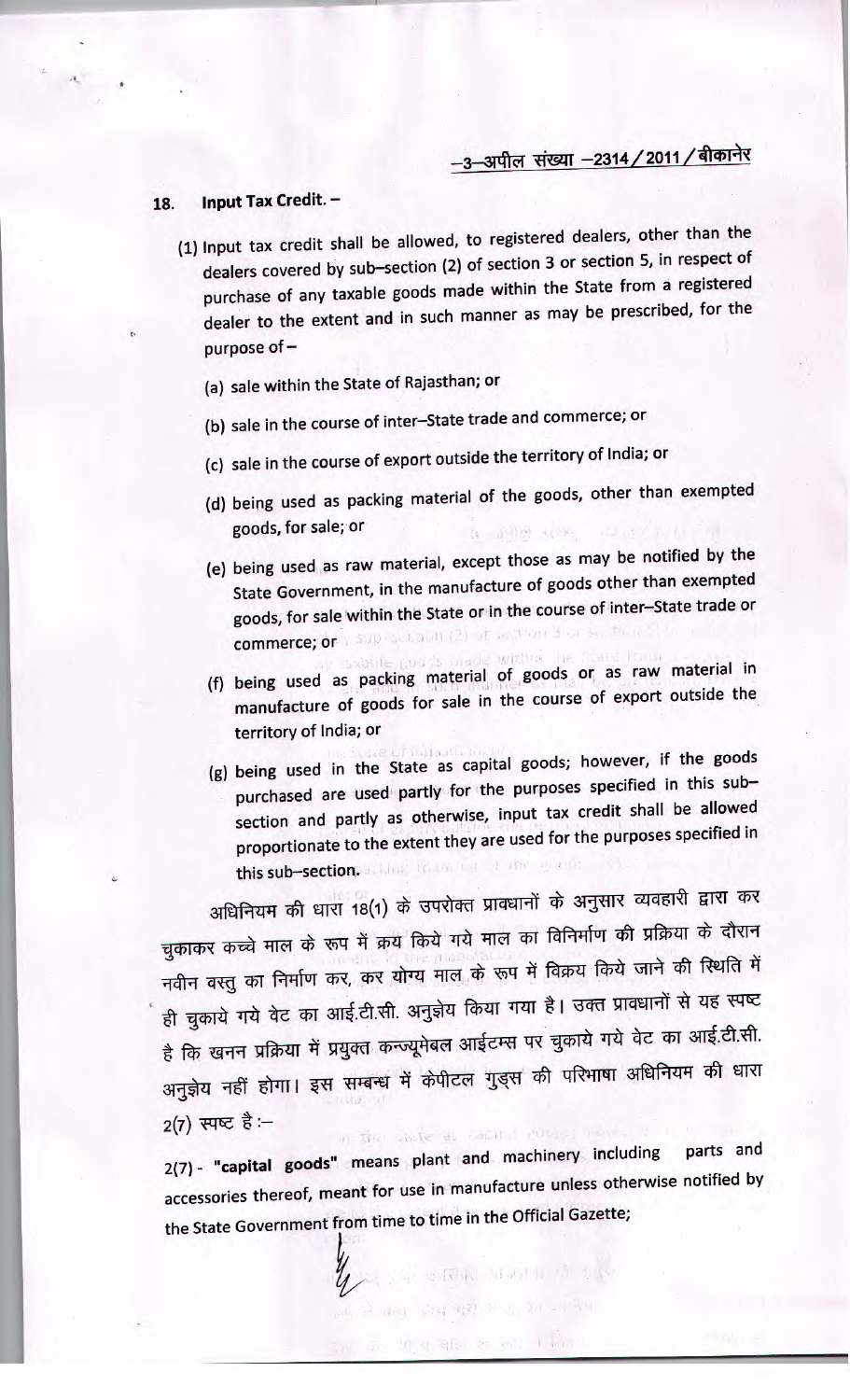**18. Input Tax Credit. –**

(1) Input tax credit shall be allowed, to registered dealers, other than the dealers covered by sub–section (2) of section 3 or section 5, in respect of purchase of any taxable goods made within the State from a registered dealer to the extent and in such manner as may be prescribed, for the purpose of –

(a) sale within the State of Rajasthan; or

(b) sale in the course of inter–State trade and commerce; or

(c) sale in the course of export outside the territory of India; or

(d) being used as packing material of the goods, other than exempted goods, for sale; or

(e) being used as raw material, except those as may be notified by the State Government, in the manufacture of goods other than exempted goods, for sale within the State or in the course of inter–State trade or commerce; or

(f) being used as packing material of goods or as raw material in manufacture of goods for sale in the course of export outside the territory of India; or

(g) being used in the State as capital goods; however, if the goods purchased are used partly for the purposes specified in this sub–section and partly as otherwise, input tax credit shall be allowed proportionate to the extent they are used for the purposes specified in this sub–section.

अधिनियम की धारा 18(1) के उपरोक्त प्रावधानों के अनुसार व्यवहारी द्वारा कर चुकाकर कच्चे माल के रूप में क्रय किये गये माल का विनिर्माण की प्रक्रिया के दौरान नवीन वस्तु का निर्माण कर, कर योग्य माल के रूप में विक्रय किये जाने की स्थिति में ही चुकाये गये वेट का आई.टी.सी. अनुज्ञेय किया गया है। उक्त प्रावधानों से यह स्पष्ट है कि खनन प्रक्रिया में प्रयुक्त कन्ज्यूमेबल आईटम्स पर चुकाये गये वेट का आई.टी.सी. अनुज्ञेय नहीं होगा। इस सम्बन्ध में केपीटल गुड्स की परिभाषा अधिनियम की धारा 2(7) स्पष्ट है :–

2(7) - **"capital goods"** means plant and machinery including parts and accessories thereof, meant for use in manufacture unless otherwise notified by the State Government from time to time in the Official Gazette;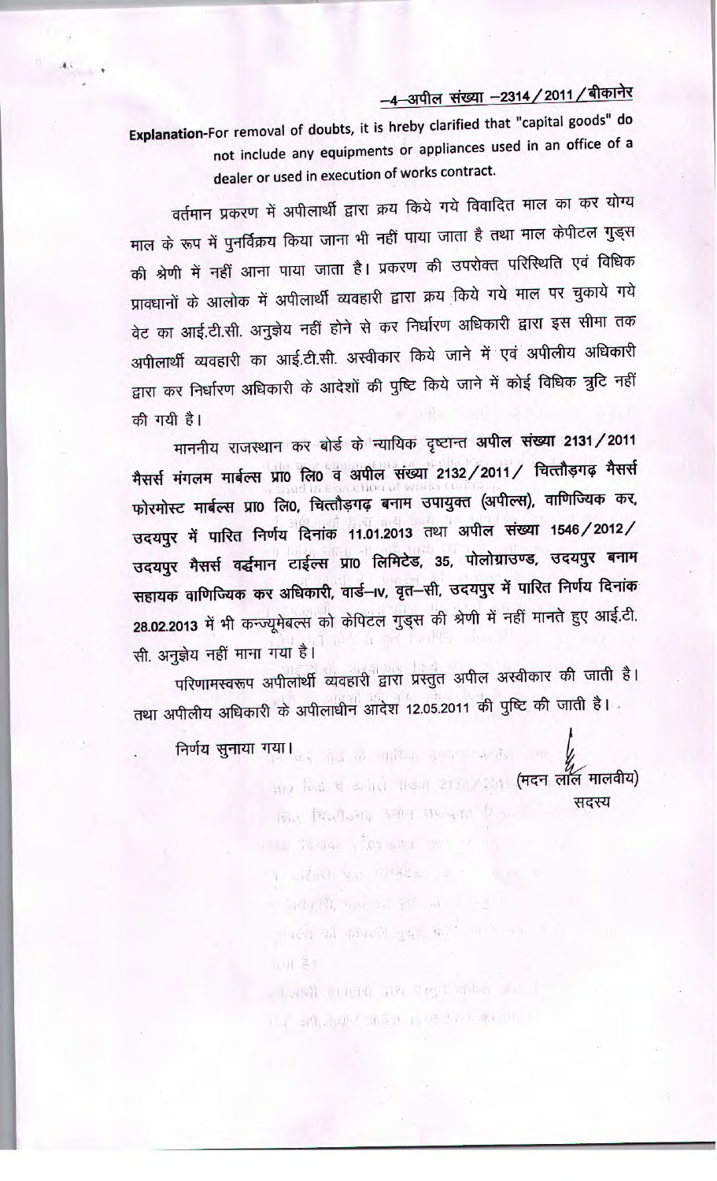**Explanation**-For removal of doubts, it is hreby clarified that "capital goods" do not include any equipments or appliances used in an office of a dealer or used in execution of works contract.

वर्तमान प्रकरण में अपीलार्थी द्वारा क्रय किये गये विवादित माल का कर योग्य माल के रूप में पुनर्विक्रय किया जाना भी नहीं पाया जाता है तथा माल केपीटल गुड्स की श्रेणी में नहीं आना पाया जाता है। प्रकरण की उपरोक्त परिस्थिति एवं विधिक प्रावधानों के आलोक में अपीलार्थी व्यवहारी द्वारा क्रय किये गये माल पर चुकाये गये वेट का आई.टी.सी. अनुज्ञेय नहीं होने से कर निर्धारण अधिकारी द्वारा इस सीमा तक अपीलार्थी व्यवहारी का आई.टी.सी. अस्वीकार किये जाने में एवं अपीलीय अधिकारी द्वारा कर निर्धारण अधिकारी के आदेशों की पुष्टि किये जाने में कोई विधिक त्रुटि नहीं की गयी है।

माननीय राजस्थान कर बोर्ड के न्यायिक दृष्टान्त **अपील संख्या 2131/2011 मैसर्स मंगलम मार्बल्स प्रा0 लि0 व अपील संख्या 2132/2011/ चित्तौड़गढ़ मैसर्स फोरमोस्ट मार्बल्स प्रा0 लि0, चित्तौड़गढ़ बनाम उपायुक्त (अपील्स), वाणिज्यिक कर, उदयपुर में पारित निर्णय दिनांक 11.01.2013 तथा अपील संख्या 1546/2012/ उदयपुर मैसर्स वर्द्धमान टाईल्स प्रा0 लिमिटेड, 35, पोलोग्राउण्ड, उदयपुर बनाम सहायक वाणिज्यिक कर अधिकारी, वार्ड–IV, वृत–सी, उदयपुर में पारित निर्णय दिनांक 28.02.2013** में भी कन्ज्यूमेबल्स को केपिटल गुड्स की श्रेणी में नहीं मानते हुए आई.टी.सी. अनुज्ञेय नहीं माना गया है।

परिणामस्वरूप अपीलार्थी व्यवहारी द्वारा प्रस्तुत अपील अस्वीकार की जाती है। तथा अपीलीय अधिकारी के अपीलाधीन आदेश 12.05.2011 की पुष्टि की जाती है।

निर्णय सुनाया गया।

(मदन लाल मालवीय)
सदस्य